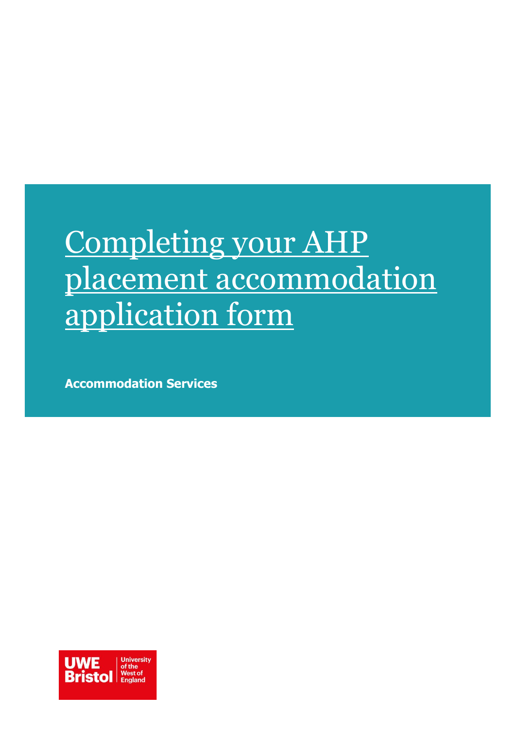# Completing your AHP placement accommodation application form

**Accommodation Services**

UWE Bristol | University of the West of England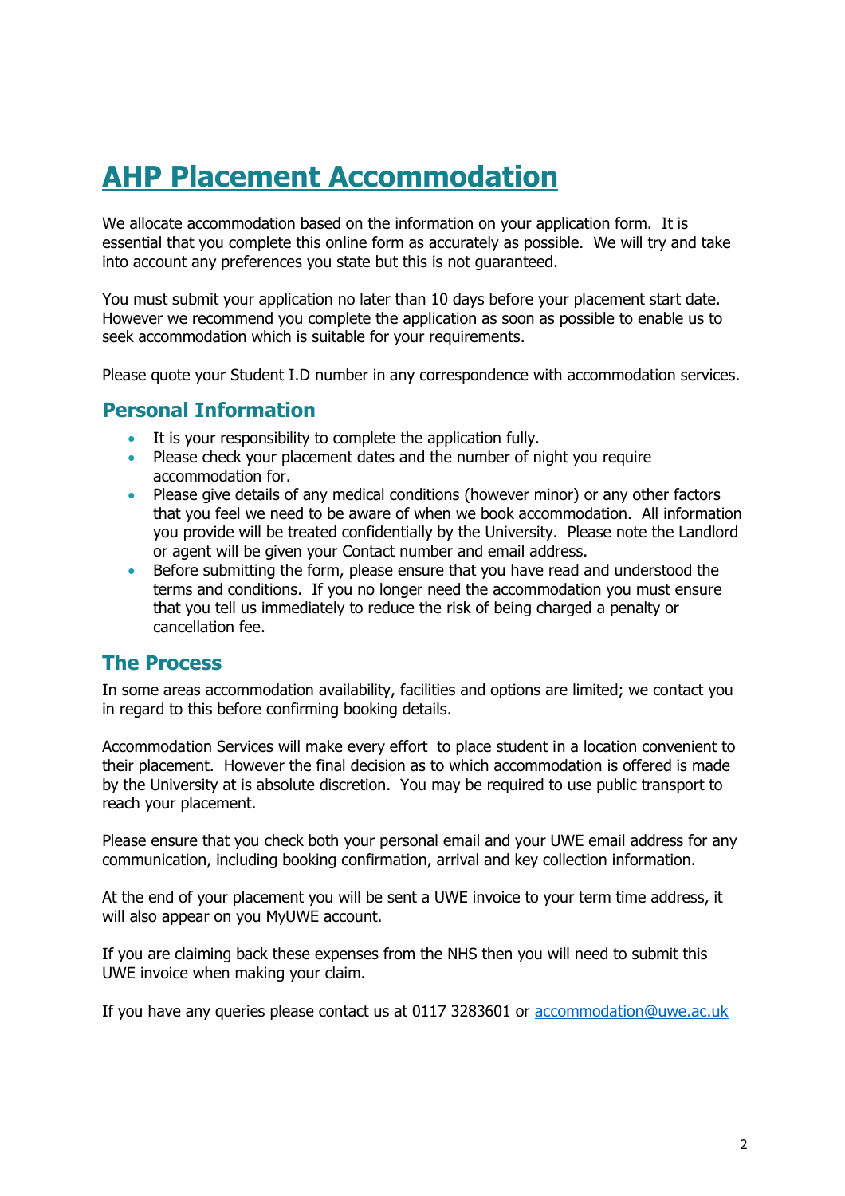# AHP Placement Accommodation

We allocate accommodation based on the information on your application form. It is essential that you complete this online form as accurately as possible. We will try and take into account any preferences you state but this is not guaranteed.

You must submit your application no later than 10 days before your placement start date. However we recommend you complete the application as soon as possible to enable us to seek accommodation which is suitable for your requirements.

Please quote your Student I.D number in any correspondence with accommodation services.

## Personal Information

- It is your responsibility to complete the application fully.
- Please check your placement dates and the number of night you require accommodation for.
- Please give details of any medical conditions (however minor) or any other factors that you feel we need to be aware of when we book accommodation. All information you provide will be treated confidentially by the University. Please note the Landlord or agent will be given your Contact number and email address.
- Before submitting the form, please ensure that you have read and understood the terms and conditions. If you no longer need the accommodation you must ensure that you tell us immediately to reduce the risk of being charged a penalty or cancellation fee.

## The Process

In some areas accommodation availability, facilities and options are limited; we contact you in regard to this before confirming booking details.

Accommodation Services will make every effort to place student in a location convenient to their placement. However the final decision as to which accommodation is offered is made by the University at is absolute discretion. You may be required to use public transport to reach your placement.

Please ensure that you check both your personal email and your UWE email address for any communication, including booking confirmation, arrival and key collection information.

At the end of your placement you will be sent a UWE invoice to your term time address, it will also appear on you MyUWE account.

If you are claiming back these expenses from the NHS then you will need to submit this UWE invoice when making your claim.

If you have any queries please contact us at 0117 3283601 or [accommodation@uwe.ac.uk](mailto:accommodation@uwe.ac.uk)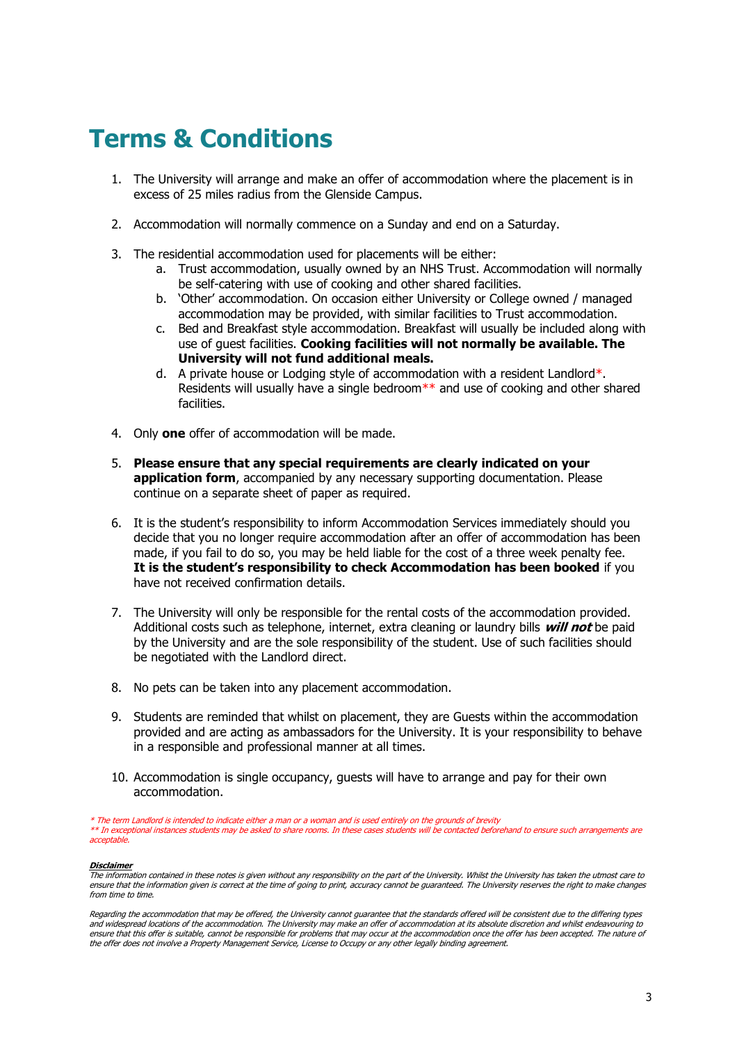# Terms & Conditions

1. The University will arrange and make an offer of accommodation where the placement is in excess of 25 miles radius from the Glenside Campus.

2. Accommodation will normally commence on a Sunday and end on a Saturday.

3. The residential accommodation used for placements will be either:
   a. Trust accommodation, usually owned by an NHS Trust. Accommodation will normally be self-catering with use of cooking and other shared facilities.
   b. 'Other' accommodation. On occasion either University or College owned / managed accommodation may be provided, with similar facilities to Trust accommodation.
   c. Bed and Breakfast style accommodation. Breakfast will usually be included along with use of guest facilities. **Cooking facilities will not normally be available. The University will not fund additional meals.**
   d. A private house or Lodging style of accommodation with a resident Landlord*. Residents will usually have a single bedroom** and use of cooking and other shared facilities.

4. Only **one** offer of accommodation will be made.

5. **Please ensure that any special requirements are clearly indicated on your application form**, accompanied by any necessary supporting documentation. Please continue on a separate sheet of paper as required.

6. It is the student's responsibility to inform Accommodation Services immediately should you decide that you no longer require accommodation after an offer of accommodation has been made, if you fail to do so, you may be held liable for the cost of a three week penalty fee. **It is the student's responsibility to check Accommodation has been booked** if you have not received confirmation details.

7. The University will only be responsible for the rental costs of the accommodation provided. Additional costs such as telephone, internet, extra cleaning or laundry bills ***will not*** be paid by the University and are the sole responsibility of the student. Use of such facilities should be negotiated with the Landlord direct.

8. No pets can be taken into any placement accommodation.

9. Students are reminded that whilst on placement, they are Guests within the accommodation provided and are acting as ambassadors for the University. It is your responsibility to behave in a responsible and professional manner at all times.

10. Accommodation is single occupancy, guests will have to arrange and pay for their own accommodation.

*\* The term Landlord is intended to indicate either a man or a woman and is used entirely on the grounds of brevity*
*\*\* In exceptional instances students may be asked to share rooms. In these cases students will be contacted beforehand to ensure such arrangements are acceptable.*

***Disclaimer***
*The information contained in these notes is given without any responsibility on the part of the University. Whilst the University has taken the utmost care to ensure that the information given is correct at the time of going to print, accuracy cannot be guaranteed. The University reserves the right to make changes from time to time.*

*Regarding the accommodation that may be offered, the University cannot guarantee that the standards offered will be consistent due to the differing types and widespread locations of the accommodation. The University may make an offer of accommodation at its absolute discretion and whilst endeavouring to ensure that this offer is suitable, cannot be responsible for problems that may occur at the accommodation once the offer has been accepted. The nature of the offer does not involve a Property Management Service, License to Occupy or any other legally binding agreement.*